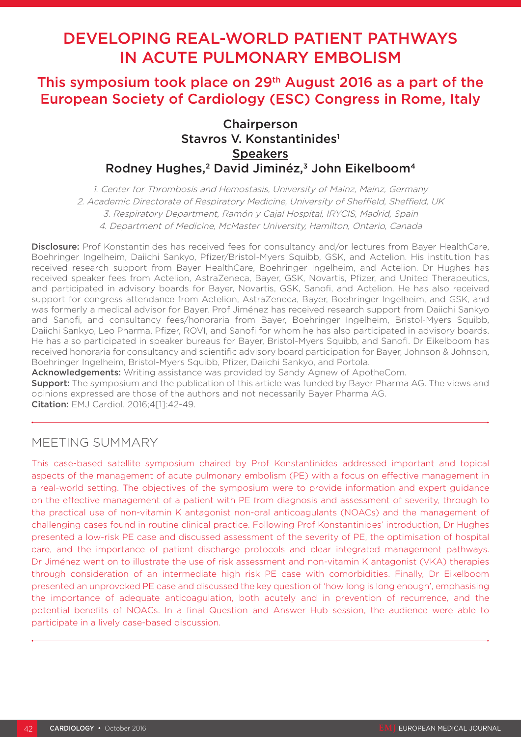# DEVELOPING REAL-WORLD PATIENT PATHWAYS IN ACUTE PULMONARY EMBOLISM

## This symposium took place on 29th August 2016 as a part of the European Society of Cardiology (ESC) Congress in Rome, Italy

**Chairperson**
**Stavros V. Konstantinides[1]**
**Speakers**
**Rodney Hughes,[2] David Jiminéz,[3] John Eikelboom[4]**

1. Center for Thrombosis and Hemostasis, University of Mainz, Mainz, Germany
2. Academic Directorate of Respiratory Medicine, University of Sheffield, Sheffield, UK
3. Respiratory Department, Ramón y Cajal Hospital, IRYCIS, Madrid, Spain
4. Department of Medicine, McMaster University, Hamilton, Ontario, Canada

**Disclosure:** Prof Konstantinides has received fees for consultancy and/or lectures from Bayer HealthCare, Boehringer Ingelheim, Daiichi Sankyo, Pfizer/Bristol-Myers Squibb, GSK, and Actelion. His institution has received research support from Bayer HealthCare, Boehringer Ingelheim, and Actelion. Dr Hughes has received speaker fees from Actelion, AstraZeneca, Bayer, GSK, Novartis, Pfizer, and United Therapeutics, and participated in advisory boards for Bayer, Novartis, GSK, Sanofi, and Actelion. He has also received support for congress attendance from Actelion, AstraZeneca, Bayer, Boehringer Ingelheim, and GSK, and was formerly a medical advisor for Bayer. Prof Jiménez has received research support from Daiichi Sankyo and Sanofi, and consultancy fees/honoraria from Bayer, Boehringer Ingelheim, Bristol-Myers Squibb, Daiichi Sankyo, Leo Pharma, Pfizer, ROVI, and Sanofi for whom he has also participated in advisory boards. He has also participated in speaker bureaus for Bayer, Bristol-Myers Squibb, and Sanofi. Dr Eikelboom has received honoraria for consultancy and scientific advisory board participation for Bayer, Johnson & Johnson, Boehringer Ingelheim, Bristol-Myers Squibb, Pfizer, Daiichi Sankyo, and Portola.
**Acknowledgements:** Writing assistance was provided by Sandy Agnew of ApotheCom.
**Support:** The symposium and the publication of this article was funded by Bayer Pharma AG. The views and opinions expressed are those of the authors and not necessarily Bayer Pharma AG.
**Citation:** EMJ Cardiol. 2016;4[1]:42-49.

## MEETING SUMMARY

This case-based satellite symposium chaired by Prof Konstantinides addressed important and topical aspects of the management of acute pulmonary embolism (PE) with a focus on effective management in a real-world setting. The objectives of the symposium were to provide information and expert guidance on the effective management of a patient with PE from diagnosis and assessment of severity, through to the practical use of non-vitamin K antagonist non-oral anticoagulants (NOACs) and the management of challenging cases found in routine clinical practice. Following Prof Konstantinides' introduction, Dr Hughes presented a low-risk PE case and discussed assessment of the severity of PE, the optimisation of hospital care, and the importance of patient discharge protocols and clear integrated management pathways. Dr Jiménez went on to illustrate the use of risk assessment and non-vitamin K antagonist (VKA) therapies through consideration of an intermediate high risk PE case with comorbidities. Finally, Dr Eikelboom presented an unprovoked PE case and discussed the key question of 'how long is long enough', emphasising the importance of adequate anticoagulation, both acutely and in prevention of recurrence, and the potential benefits of NOACs. In a final Question and Answer Hub session, the audience were able to participate in a lively case-based discussion.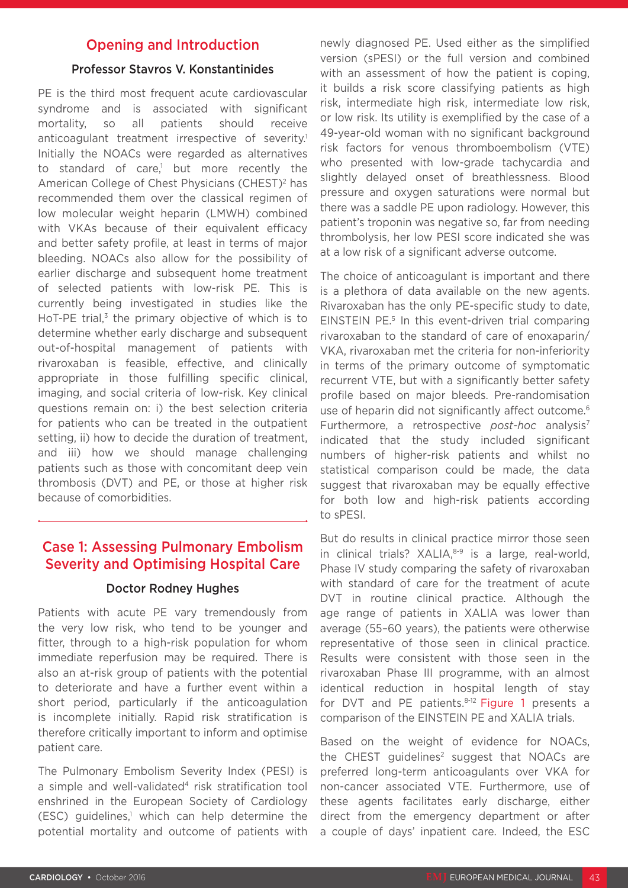## Opening and Introduction

### Professor Stavros V. Konstantinides

PE is the third most frequent acute cardiovascular syndrome and is associated with significant mortality, so all patients should receive anticoagulant treatment irrespective of severity.[1] Initially the NOACs were regarded as alternatives to standard of care,[1] but more recently the American College of Chest Physicians (CHEST)[2] has recommended them over the classical regimen of low molecular weight heparin (LMWH) combined with VKAs because of their equivalent efficacy and better safety profile, at least in terms of major bleeding. NOACs also allow for the possibility of earlier discharge and subsequent home treatment of selected patients with low-risk PE. This is currently being investigated in studies like the HoT-PE trial,[3] the primary objective of which is to determine whether early discharge and subsequent out-of-hospital management of patients with rivaroxaban is feasible, effective, and clinically appropriate in those fulfilling specific clinical, imaging, and social criteria of low-risk. Key clinical questions remain on: i) the best selection criteria for patients who can be treated in the outpatient setting, ii) how to decide the duration of treatment, and iii) how we should manage challenging patients such as those with concomitant deep vein thrombosis (DVT) and PE, or those at higher risk because of comorbidities.

## Case 1: Assessing Pulmonary Embolism Severity and Optimising Hospital Care

### Doctor Rodney Hughes

Patients with acute PE vary tremendously from the very low risk, who tend to be younger and fitter, through to a high-risk population for whom immediate reperfusion may be required. There is also an at-risk group of patients with the potential to deteriorate and have a further event within a short period, particularly if the anticoagulation is incomplete initially. Rapid risk stratification is therefore critically important to inform and optimise patient care.

The Pulmonary Embolism Severity Index (PESI) is a simple and well-validated[4] risk stratification tool enshrined in the European Society of Cardiology (ESC) guidelines,[1] which can help determine the potential mortality and outcome of patients with newly diagnosed PE. Used either as the simplified version (sPESI) or the full version and combined with an assessment of how the patient is coping, it builds a risk score classifying patients as high risk, intermediate high risk, intermediate low risk, or low risk. Its utility is exemplified by the case of a 49-year-old woman with no significant background risk factors for venous thromboembolism (VTE) who presented with low-grade tachycardia and slightly delayed onset of breathlessness. Blood pressure and oxygen saturations were normal but there was a saddle PE upon radiology. However, this patient's troponin was negative so, far from needing thrombolysis, her low PESI score indicated she was at a low risk of a significant adverse outcome.

The choice of anticoagulant is important and there is a plethora of data available on the new agents. Rivaroxaban has the only PE-specific study to date, EINSTEIN PE.[5] In this event-driven trial comparing rivaroxaban to the standard of care of enoxaparin/VKA, rivaroxaban met the criteria for non-inferiority in terms of the primary outcome of symptomatic recurrent VTE, but with a significantly better safety profile based on major bleeds. Pre-randomisation use of heparin did not significantly affect outcome.[6] Furthermore, a retrospective *post-hoc* analysis[7] indicated that the study included significant numbers of higher-risk patients and whilst no statistical comparison could be made, the data suggest that rivaroxaban may be equally effective for both low and high-risk patients according to sPESI.

But do results in clinical practice mirror those seen in clinical trials? XALIA,[8-9] is a large, real-world, Phase IV study comparing the safety of rivaroxaban with standard of care for the treatment of acute DVT in routine clinical practice. Although the age range of patients in XALIA was lower than average (55–60 years), the patients were otherwise representative of those seen in clinical practice. Results were consistent with those seen in the rivaroxaban Phase III programme, with an almost identical reduction in hospital length of stay for DVT and PE patients.[8-12] Figure 1 presents a comparison of the EINSTEIN PE and XALIA trials.

Based on the weight of evidence for NOACs, the CHEST guidelines[2] suggest that NOACs are preferred long-term anticoagulants over VKA for non-cancer associated VTE. Furthermore, use of these agents facilitates early discharge, either direct from the emergency department or after a couple of days' inpatient care. Indeed, the ESC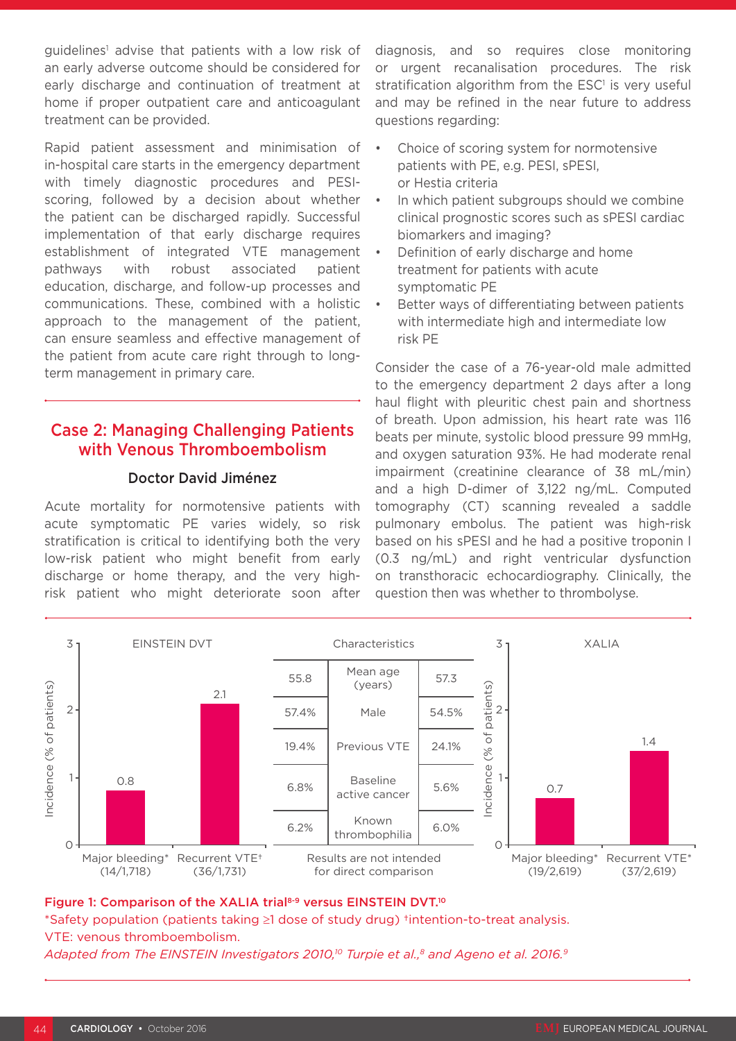guidelines[1] advise that patients with a low risk of an early adverse outcome should be considered for early discharge and continuation of treatment at home if proper outpatient care and anticoagulant treatment can be provided.

Rapid patient assessment and minimisation of in-hospital care starts in the emergency department with timely diagnostic procedures and PESI-scoring, followed by a decision about whether the patient can be discharged rapidly. Successful implementation of that early discharge requires establishment of integrated VTE management pathways with robust associated patient education, discharge, and follow-up processes and communications. These, combined with a holistic approach to the management of the patient, can ensure seamless and effective management of the patient from acute care right through to long-term management in primary care.

## Case 2: Managing Challenging Patients with Venous Thromboembolism

### Doctor David Jiménez

Acute mortality for normotensive patients with acute symptomatic PE varies widely, so risk stratification is critical to identifying both the very low-risk patient who might benefit from early discharge or home therapy, and the very high-risk patient who might deteriorate soon after diagnosis, and so requires close monitoring or urgent recanalisation procedures. The risk stratification algorithm from the ESC[1] is very useful and may be refined in the near future to address questions regarding:

- Choice of scoring system for normotensive patients with PE, e.g. PESI, sPESI, or Hestia criteria
- In which patient subgroups should we combine clinical prognostic scores such as sPESI cardiac biomarkers and imaging?
- Definition of early discharge and home treatment for patients with acute symptomatic PE
- Better ways of differentiating between patients with intermediate high and intermediate low risk PE

Consider the case of a 76-year-old male admitted to the emergency department 2 days after a long haul flight with pleuritic chest pain and shortness of breath. Upon admission, his heart rate was 116 beats per minute, systolic blood pressure 99 mmHg, and oxygen saturation 93%. He had moderate renal impairment (creatinine clearance of 38 mL/min) and a high D-dimer of 3,122 ng/mL. Computed tomography (CT) scanning revealed a saddle pulmonary embolus. The patient was high-risk based on his sPESI and he had a positive troponin I (0.3 ng/mL) and right ventricular dysfunction on transthoracic echocardiography. Clinically, the question then was whether to thrombolyse.

**EINSTEIN DVT** – Incidence (% of patients): Major bleeding* (14/1,718): 0.8; Recurrent VTE† (36/1,731): 2.1

**XALIA** – Incidence (% of patients): Major bleeding* (19/2,619): 0.7; Recurrent VTE* (37/2,619): 1.4

| EINSTEIN DVT | Characteristics | XALIA |
|---|---|---|
| 55.8 | Mean age (years) | 57.3 |
| 57.4% | Male | 54.5% |
| 19.4% | Previous VTE | 24.1% |
| 6.8% | Baseline active cancer | 5.6% |
| 6.2% | Known thrombophilia | 6.0% |

Results are not intended for direct comparison

**Figure 1: Comparison of the XALIA trial[8-9] versus EINSTEIN DVT.[10]**
*Safety population (patients taking ≥1 dose of study drug) †intention-to-treat analysis.
VTE: venous thromboembolism.
*Adapted from The EINSTEIN Investigators 2010,[10] Turpie et al.,[8] and Ageno et al. 2016.[9]*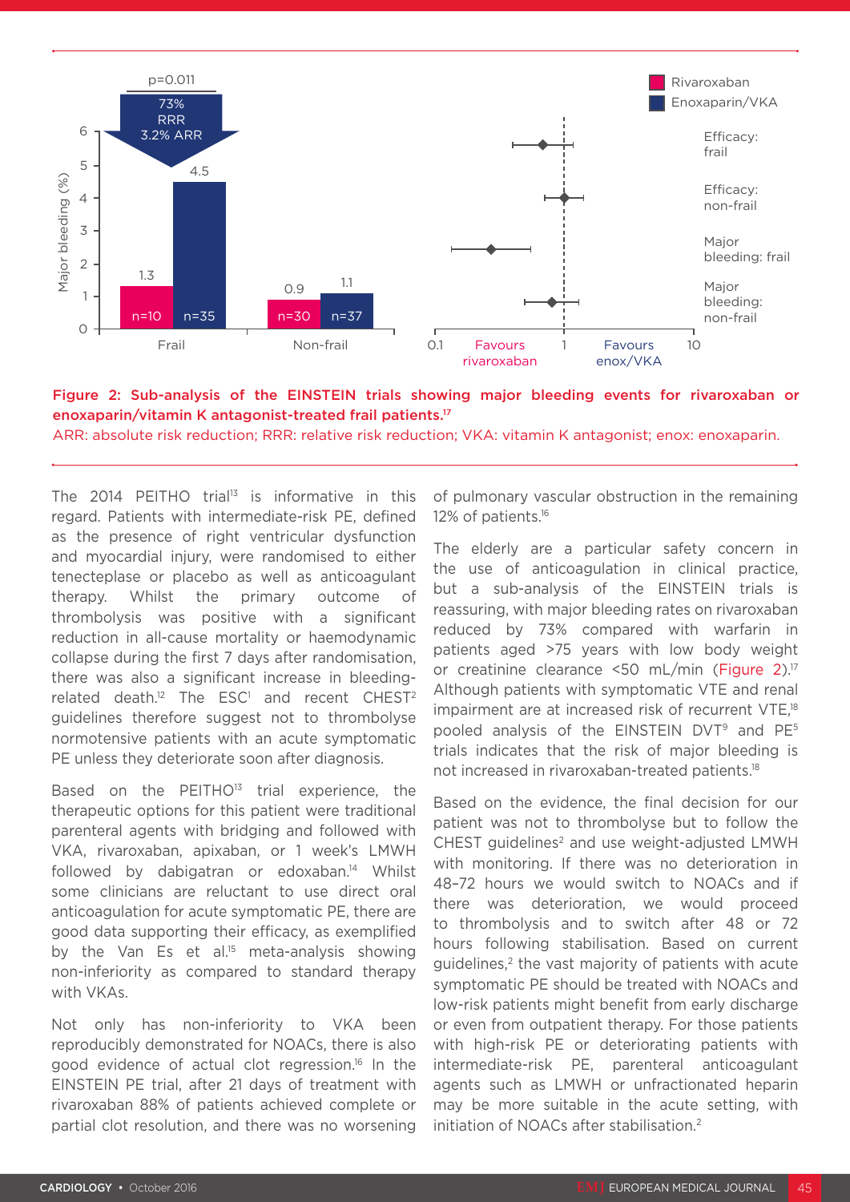**Figure 2: Sub-analysis of the EINSTEIN trials showing major bleeding events for rivaroxaban or enoxaparin/vitamin K antagonist-treated frail patients.[17]**
ARR: absolute risk reduction; RRR: relative risk reduction; VKA: vitamin K antagonist; enox: enoxaparin.

The 2014 PEITHO trial[13] is informative in this regard. Patients with intermediate-risk PE, defined as the presence of right ventricular dysfunction and myocardial injury, were randomised to either tenecteplase or placebo as well as anticoagulant therapy. Whilst the primary outcome of thrombolysis was positive with a significant reduction in all-cause mortality or haemodynamic collapse during the first 7 days after randomisation, there was also a significant increase in bleeding-related death.[12] The ESC[1] and recent CHEST[2] guidelines therefore suggest not to thrombolyse normotensive patients with an acute symptomatic PE unless they deteriorate soon after diagnosis.

Based on the PEITHO[13] trial experience, the therapeutic options for this patient were traditional parenteral agents with bridging and followed with VKA, rivaroxaban, apixaban, or 1 week's LMWH followed by dabigatran or edoxaban.[14] Whilst some clinicians are reluctant to use direct oral anticoagulation for acute symptomatic PE, there are good data supporting their efficacy, as exemplified by the Van Es et al.[15] meta-analysis showing non-inferiority as compared to standard therapy with VKAs.

Not only has non-inferiority to VKA been reproducibly demonstrated for NOACs, there is also good evidence of actual clot regression.[16] In the EINSTEIN PE trial, after 21 days of treatment with rivaroxaban 88% of patients achieved complete or partial clot resolution, and there was no worsening of pulmonary vascular obstruction in the remaining 12% of patients.[16]

The elderly are a particular safety concern in the use of anticoagulation in clinical practice, but a sub-analysis of the EINSTEIN trials is reassuring, with major bleeding rates on rivaroxaban reduced by 73% compared with warfarin in patients aged >75 years with low body weight or creatinine clearance <50 mL/min (Figure 2).[17] Although patients with symptomatic VTE and renal impairment are at increased risk of recurrent VTE,[18] pooled analysis of the EINSTEIN DVT[9] and PE[5] trials indicates that the risk of major bleeding is not increased in rivaroxaban-treated patients.[18]

Based on the evidence, the final decision for our patient was not to thrombolyse but to follow the CHEST guidelines[2] and use weight-adjusted LMWH with monitoring. If there was no deterioration in 48–72 hours we would switch to NOACs and if there was deterioration, we would proceed to thrombolysis and to switch after 48 or 72 hours following stabilisation. Based on current guidelines,[2] the vast majority of patients with acute symptomatic PE should be treated with NOACs and low-risk patients might benefit from early discharge or even from outpatient therapy. For those patients with high-risk PE or deteriorating patients with intermediate-risk PE, parenteral anticoagulant agents such as LMWH or unfractionated heparin may be more suitable in the acute setting, with initiation of NOACs after stabilisation.[2]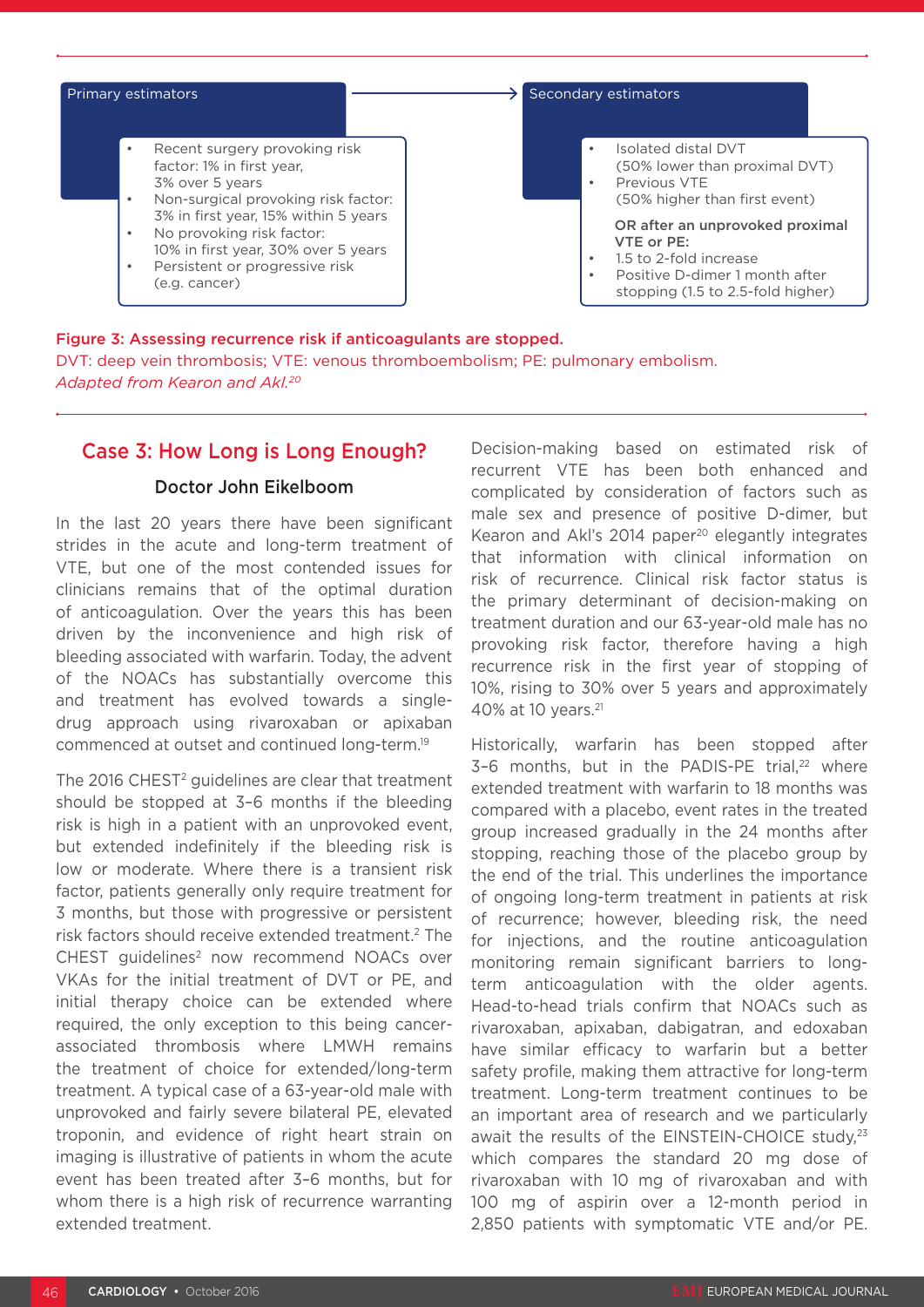**Primary estimators**

- Recent surgery provoking risk factor: 1% in first year, 3% over 5 years
- Non-surgical provoking risk factor: 3% in first year, 15% within 5 years
- No provoking risk factor: 10% in first year, 30% over 5 years
- Persistent or progressive risk (e.g. cancer)

→

**Secondary estimators**

- Isolated distal DVT (50% lower than proximal DVT)
- Previous VTE (50% higher than first event)

**OR after an unprovoked proximal VTE or PE:**

- 1.5 to 2-fold increase
- Positive D-dimer 1 month after stopping (1.5 to 2.5-fold higher)

**Figure 3: Assessing recurrence risk if anticoagulants are stopped.**
DVT: deep vein thrombosis; VTE: venous thromboembolism; PE: pulmonary embolism.
*Adapted from Kearon and Akl.[20]*

## Case 3: How Long is Long Enough?

### Doctor John Eikelboom

In the last 20 years there have been significant strides in the acute and long-term treatment of VTE, but one of the most contended issues for clinicians remains that of the optimal duration of anticoagulation. Over the years this has been driven by the inconvenience and high risk of bleeding associated with warfarin. Today, the advent of the NOACs has substantially overcome this and treatment has evolved towards a single-drug approach using rivaroxaban or apixaban commenced at outset and continued long-term.[19]

The 2016 CHEST[2] guidelines are clear that treatment should be stopped at 3–6 months if the bleeding risk is high in a patient with an unprovoked event, but extended indefinitely if the bleeding risk is low or moderate. Where there is a transient risk factor, patients generally only require treatment for 3 months, but those with progressive or persistent risk factors should receive extended treatment.[2] The CHEST guidelines[2] now recommend NOACs over VKAs for the initial treatment of DVT or PE, and initial therapy choice can be extended where required, the only exception to this being cancer-associated thrombosis where LMWH remains the treatment of choice for extended/long-term treatment. A typical case of a 63-year-old male with unprovoked and fairly severe bilateral PE, elevated troponin, and evidence of right heart strain on imaging is illustrative of patients in whom the acute event has been treated after 3–6 months, but for whom there is a high risk of recurrence warranting extended treatment.

Decision-making based on estimated risk of recurrent VTE has both enhanced and complicated by consideration of factors such as male sex and presence of positive D-dimer, but Kearon and Akl's 2014 paper[20] elegantly integrates that information with clinical information on risk of recurrence. Clinical risk factor status is the primary determinant of decision-making on treatment duration and our 63-year-old male has no provoking risk factor, therefore having a high recurrence risk in the first year of stopping of 10%, rising to 30% over 5 years and approximately 40% at 10 years.[21]

Historically, warfarin has been stopped after 3–6 months, but in the PADIS-PE trial,[22] where extended treatment with warfarin to 18 months was compared with a placebo, event rates in the treated group increased gradually in the 24 months after stopping, reaching those of the placebo group by the end of the trial. This underlines the importance of ongoing long-term treatment in patients at risk of recurrence; however, bleeding risk, the need for injections, and the routine anticoagulation monitoring remain significant barriers to long-term anticoagulation with the older agents. Head-to-head trials confirm that NOACs such as rivaroxaban, apixaban, dabigatran, and edoxaban have similar efficacy to warfarin but a better safety profile, making them attractive for long-term treatment. Long-term treatment continues to be an important area of research and we particularly await the results of the EINSTEIN-CHOICE study,[23] which compares the standard 20 mg dose of rivaroxaban with 10 mg of rivaroxaban and with 100 mg of aspirin over a 12-month period in 2,850 patients with symptomatic VTE and/or PE.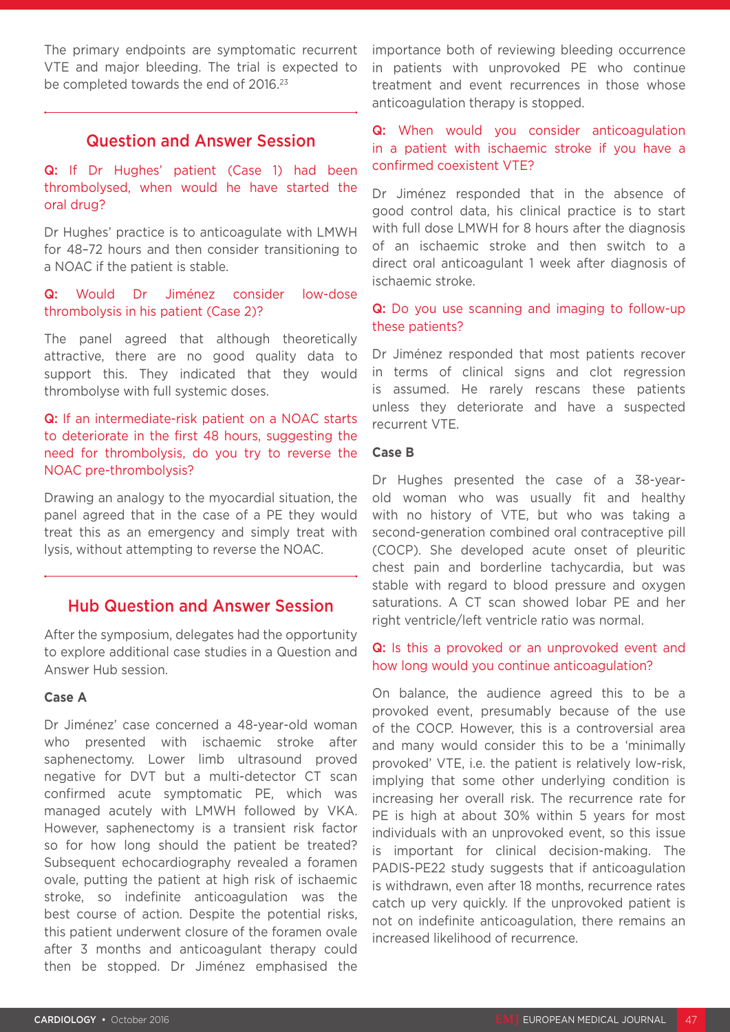The primary endpoints are symptomatic recurrent VTE and major bleeding. The trial is expected to be completed towards the end of 2016.[23]

## Question and Answer Session

**Q:** If Dr Hughes' patient (Case 1) had been thrombolysed, when would he have started the oral drug?

Dr Hughes' practice is to anticoagulate with LMWH for 48–72 hours and then consider transitioning to a NOAC if the patient is stable.

**Q:** Would Dr Jiménez consider low-dose thrombolysis in his patient (Case 2)?

The panel agreed that although theoretically attractive, there are no good quality data to support this. They indicated that they would thrombolyse with full systemic doses.

**Q:** If an intermediate-risk patient on a NOAC starts to deteriorate in the first 48 hours, suggesting the need for thrombolysis, do you try to reverse the NOAC pre-thrombolysis?

Drawing an analogy to the myocardial situation, the panel agreed that in the case of a PE they would treat this as an emergency and simply treat with lysis, without attempting to reverse the NOAC.

## Hub Question and Answer Session

After the symposium, delegates had the opportunity to explore additional case studies in a Question and Answer Hub session.

### Case A

Dr Jiménez' case concerned a 48-year-old woman who presented with ischaemic stroke after saphenectomy. Lower limb ultrasound proved negative for DVT but a multi-detector CT scan confirmed acute symptomatic PE, which was managed acutely with LMWH followed by VKA. However, saphenectomy is a transient risk factor so for how long should the patient be treated? Subsequent echocardiography revealed a foramen ovale, putting the patient at high risk of ischaemic stroke, so indefinite anticoagulation was the best course of action. Despite the potential risks, this patient underwent closure of the foramen ovale after 3 months and anticoagulant therapy could then be stopped. Dr Jiménez emphasised the importance both of reviewing bleeding occurrence in patients with unprovoked PE who continue treatment and event recurrences in those whose anticoagulation therapy is stopped.

**Q:** When would you consider anticoagulation in a patient with ischaemic stroke if you have a confirmed coexistent VTE?

Dr Jiménez responded that in the absence of good control data, his clinical practice is to start with full dose LMWH for 8 hours after the diagnosis of an ischaemic stroke and then switch to a direct oral anticoagulant 1 week after diagnosis of ischaemic stroke.

**Q:** Do you use scanning and imaging to follow-up these patients?

Dr Jiménez responded that most patients recover in terms of clinical signs and clot regression is assumed. He rarely rescans these patients unless they deteriorate and have a suspected recurrent VTE.

### Case B

Dr Hughes presented the case of a 38-year-old woman who was usually fit and healthy with no history of VTE, but who was taking a second-generation combined oral contraceptive pill (COCP). She developed acute onset of pleuritic chest pain and borderline tachycardia, but was stable with regard to blood pressure and oxygen saturations. A CT scan showed lobar PE and her right ventricle/left ventricle ratio was normal.

**Q:** Is this a provoked or an unprovoked event and how long would you continue anticoagulation?

On balance, the audience agreed this to be a provoked event, presumably because of the use of the COCP. However, this is a controversial area and many would consider this to be a 'minimally provoked' VTE, i.e. the patient is relatively low-risk, implying that some other underlying condition is increasing her overall risk. The recurrence rate for PE is high at about 30% within 5 years for most individuals with an unprovoked event, so this issue is important for clinical decision-making. The PADIS-PE22 study suggests that if anticoagulation is withdrawn, even after 18 months, recurrence rates catch up very quickly. If the unprovoked patient is not on indefinite anticoagulation, there remains an increased likelihood of recurrence.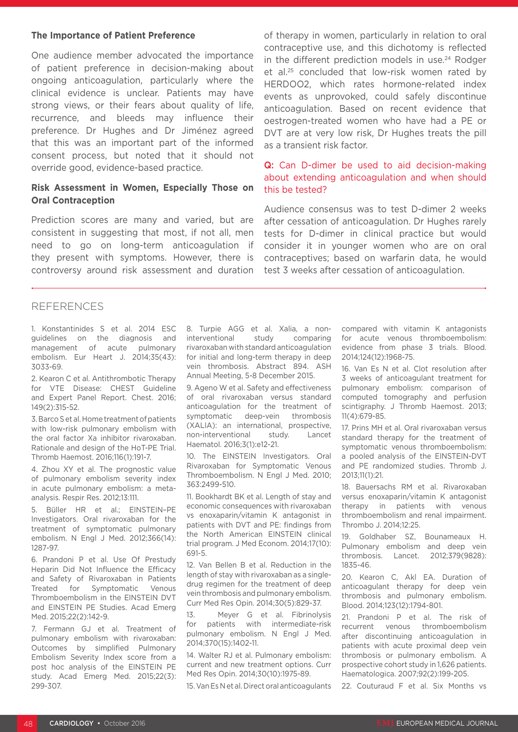### The Importance of Patient Preference

One audience member advocated the importance of patient preference in decision-making about ongoing anticoagulation, particularly where the clinical evidence is unclear. Patients may have strong views, or their fears about quality of life, recurrence, and bleeds may influence their preference. Dr Hughes and Dr Jiménez agreed that this was an important part of the informed consent process, but noted that it should not override good, evidence-based practice.

### Risk Assessment in Women, Especially Those on Oral Contraception

Prediction scores are many and varied, but are consistent in suggesting that most, if not all, men need to go on long-term anticoagulation if they present with symptoms. However, there is controversy around risk assessment and duration of therapy in women, particularly in relation to oral contraceptive use, and this dichotomy is reflected in the different prediction models in use.[24] Rodger et al.[25] concluded that low-risk women rated by HERDOO2, which rates hormone-related index events as unprovoked, could safely discontinue anticoagulation. Based on recent evidence that oestrogen-treated women who have had a PE or DVT are at very low risk, Dr Hughes treats the pill as a transient risk factor.

**Q:** Can D-dimer be used to aid decision-making about extending anticoagulation and when should this be tested?

Audience consensus was to test D-dimer 2 weeks after cessation of anticoagulation. Dr Hughes rarely tests for D-dimer in clinical practice but would consider it in younger women who are on oral contraceptives; based on warfarin data, he would test 3 weeks after cessation of anticoagulation.

## REFERENCES

1. Konstantinides S et al. 2014 ESC guidelines on the diagnosis and management of acute pulmonary embolism. Eur Heart J. 2014;35(43):3033-69.

2. Kearon C et al. Antithrombotic Therapy for VTE Disease: CHEST Guideline and Expert Panel Report. Chest. 2016;149(2):315-52.

3. Barco S et al. Home treatment of patients with low-risk pulmonary embolism with the oral factor Xa inhibitor rivaroxaban. Rationale and design of the HoT-PE Trial. Thromb Haemost. 2016;116(1):191-7.

4. Zhou XY et al. The prognostic value of pulmonary embolism severity index in acute pulmonary embolism: a meta-analysis. Respir Res. 2012;13:111.

5. Büller HR et al.; EINSTEIN–PE Investigators. Oral rivaroxaban for the treatment of symptomatic pulmonary embolism. N Engl J Med. 2012;366(14):1287-97.

6. Prandoni P et al. Use Of Prestudy Heparin Did Not Influence the Efficacy and Safety of Rivaroxaban in Patients Treated for Symptomatic Venous Thromboembolism in the EINSTEIN DVT and EINSTEIN PE Studies. Acad Emerg Med. 2015;22(2):142-9.

7. Fermann GJ et al. Treatment of pulmonary embolism with rivaroxaban: Outcomes by simplified Pulmonary Embolism Severity Index score from a post hoc analysis of the EINSTEIN PE study. Acad Emerg Med. 2015;22(3):299-307.

8. Turpie AGG et al. Xalia, a non-interventional study comparing rivaroxaban with standard anticoagulation for initial and long-term therapy in deep vein thrombosis. Abstract 894. ASH Annual Meeting, 5-8 December 2015.

9. Ageno W et al. Safety and effectiveness of oral rivaroxaban versus standard anticoagulation for the treatment of symptomatic deep-vein thrombosis (XALIA): an international, prospective, non-interventional study. Lancet Haematol. 2016;3(1):e12-21.

10. The EINSTEIN Investigators. Oral Rivaroxaban for Symptomatic Venous Thromboembolism. N Engl J Med. 2010; 363:2499-510.

11. Bookhardt BK et al. Length of stay and economic consequences with rivaroxaban vs enoxaparin/vitamin K antagonist in patients with DVT and PE: findings from the North American EINSTEIN clinical trial program. J Med Econom. 2014;17(10):691-5.

12. Van Bellen B et al. Reduction in the length of stay with rivaroxaban as a single-drug regimen for the treatment of deep vein thrombosis and pulmonary embolism. Curr Med Res Opin. 2014;30(5):829-37.

13. Meyer G et al. Fibrinolysis for patients with intermediate-risk pulmonary embolism. N Engl J Med. 2014;370(15):1402-11.

14. Walter RJ et al. Pulmonary embolism: current and new treatment options. Curr Med Res Opin. 2014;30(10):1975-89.

15. Van Es N et al. Direct oral anticoagulants compared with vitamin K antagonists for acute venous thromboembolism: evidence from phase 3 trials. Blood. 2014;124(12):1968-75.

16. Van Es N et al. Clot resolution after 3 weeks of anticoagulant treatment for pulmonary embolism: comparison of computed tomography and perfusion scintigraphy. J Thromb Haemost. 2013;11(4):679-85.

17. Prins MH et al. Oral rivaroxaban versus standard therapy for the treatment of symptomatic venous thromboembolism: a pooled analysis of the EINSTEIN-DVT and PE randomized studies. Thromb J. 2013;11(1):21.

18. Bauersachs RM et al. Rivaroxaban versus enoxaparin/vitamin K antagonist therapy in patients with venous thromboembolism and renal impairment. Thrombo J. 2014;12:25.

19. Goldhaber SZ, Bounameaux H. Pulmonary embolism and deep vein thrombosis. Lancet. 2012;379(9828):1835-46.

20. Kearon C, Akl EA. Duration of anticoagulant therapy for deep vein thrombosis and pulmonary embolism. Blood. 2014;123(12):1794-801.

21. Prandoni P et al. The risk of recurrent venous thromboembolism after discontinuing anticoagulation in patients with acute proximal deep vein thrombosis or pulmonary embolism. A prospective cohort study in 1,626 patients. Haematologica. 2007;92(2):199-205.

22. Couturaud F et al. Six Months vs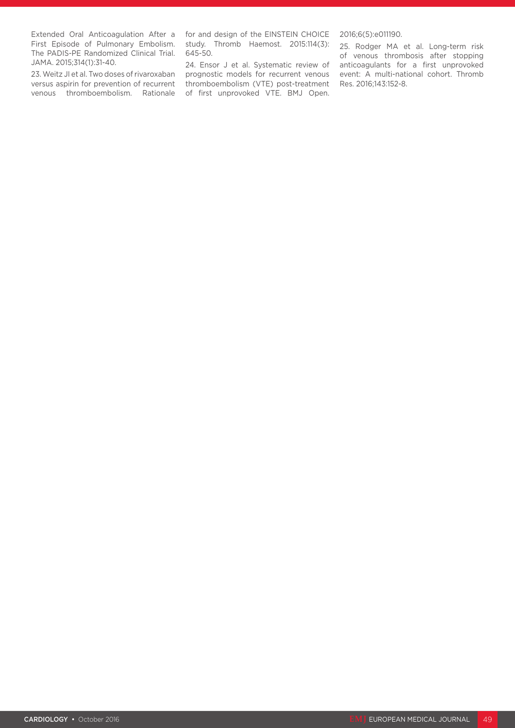Extended Oral Anticoagulation After a First Episode of Pulmonary Embolism. The PADIS-PE Randomized Clinical Trial. JAMA. 2015;314(1):31-40.

23. Weitz JI et al. Two doses of rivaroxaban versus aspirin for prevention of recurrent venous thromboembolism. Rationale for and design of the EINSTEIN CHOICE study. Thromb Haemost. 2015:114(3): 645-50.

24. Ensor J et al. Systematic review of prognostic models for recurrent venous thromboembolism (VTE) post-treatment of first unprovoked VTE. BMJ Open. 2016;6(5):e011190.

25. Rodger MA et al. Long-term risk of venous thrombosis after stopping anticoagulants for a first unprovoked event: A multi-national cohort. Thromb Res. 2016;143:152-8.